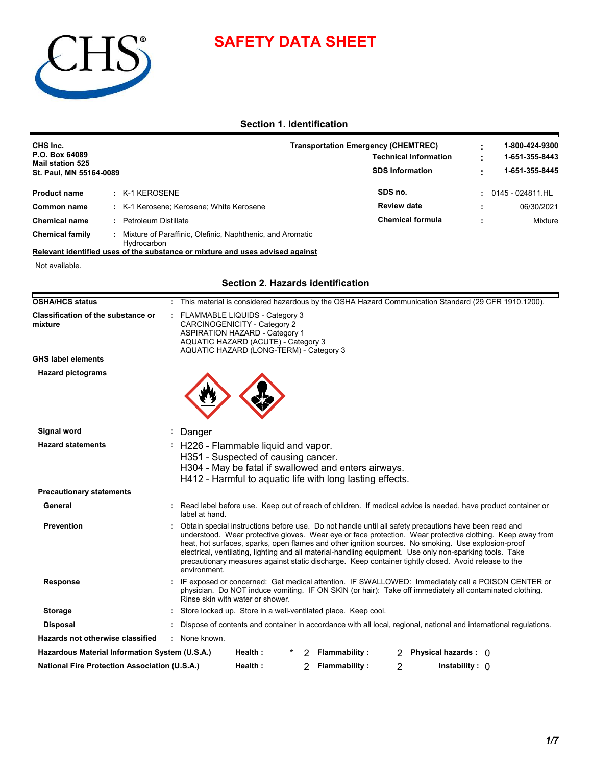# SAFETY DATA SHEET

## Section 1. Identification

**CHS Inc.**
**P.O. Box 64089**
**Mail station 525**
**St. Paul, MN 55164-0089**

| | | |
|---|---|---|
| **Transportation Emergency (CHEMTREC)** | : | **1-800-424-9300** |
| **Technical Information** | : | **1-651-355-8443** |
| **SDS Information** | : | **1-651-355-8445** |

| | | | | | |
|---|---|---|---|---|---|
| **Product name** | : K-1 KEROSENE | **SDS no.** | : | 0145 - 024811.HL |
| **Common name** | : K-1 Kerosene; Kerosene; White Kerosene | **Review date** | : | 06/30/2021 |
| **Chemical name** | : Petroleum Distillate | **Chemical formula** | : | Mixture |
| **Chemical family** | : Mixture of Paraffinic, Olefinic, Naphthenic, and Aromatic Hydrocarbon | | | |

**Relevant identified uses of the substance or mixture and uses advised against**

Not available.

## Section 2. Hazards identification

**OSHA/HCS status** : This material is considered hazardous by the OSHA Hazard Communication Standard (29 CFR 1910.1200).

**Classification of the substance or mixture** :
FLAMMABLE LIQUIDS - Category 3
CARCINOGENICITY - Category 2
ASPIRATION HAZARD - Category 1
AQUATIC HAZARD (ACUTE) - Category 3
AQUATIC HAZARD (LONG-TERM) - Category 3

**GHS label elements**

**Hazard pictograms**

**Signal word** : Danger

**Hazard statements** :
H226 - Flammable liquid and vapor.
H351 - Suspected of causing cancer.
H304 - May be fatal if swallowed and enters airways.
H412 - Harmful to aquatic life with long lasting effects.

**Precautionary statements**

**General** : Read label before use. Keep out of reach of children. If medical advice is needed, have product container or label at hand.

**Prevention** : Obtain special instructions before use. Do not handle until all safety precautions have been read and understood. Wear protective gloves. Wear eye or face protection. Wear protective clothing. Keep away from heat, hot surfaces, sparks, open flames and other ignition sources. No smoking. Use explosion-proof electrical, ventilating, lighting and all material-handling equipment. Use only non-sparking tools. Take precautionary measures against static discharge. Keep container tightly closed. Avoid release to the environment.

**Response** : IF exposed or concerned: Get medical attention. IF SWALLOWED: Immediately call a POISON CENTER or physician. Do NOT induce vomiting. IF ON SKIN (or hair): Take off immediately all contaminated clothing. Rinse skin with water or shower.

**Storage** : Store locked up. Store in a well-ventilated place. Keep cool.

**Disposal** : Dispose of contents and container in accordance with all local, regional, national and international regulations.

**Hazards not otherwise classified** : None known.

| | | | | | | |
|---|---|---|---|---|---|---|
| **Hazardous Material Information System (U.S.A.)** | **Health :** | * 2 | **Flammability :** | 2 | **Physical hazards :** | 0 |
| **National Fire Protection Association (U.S.A.)** | **Health :** | 2 | **Flammability :** | 2 | **Instability :** | 0 |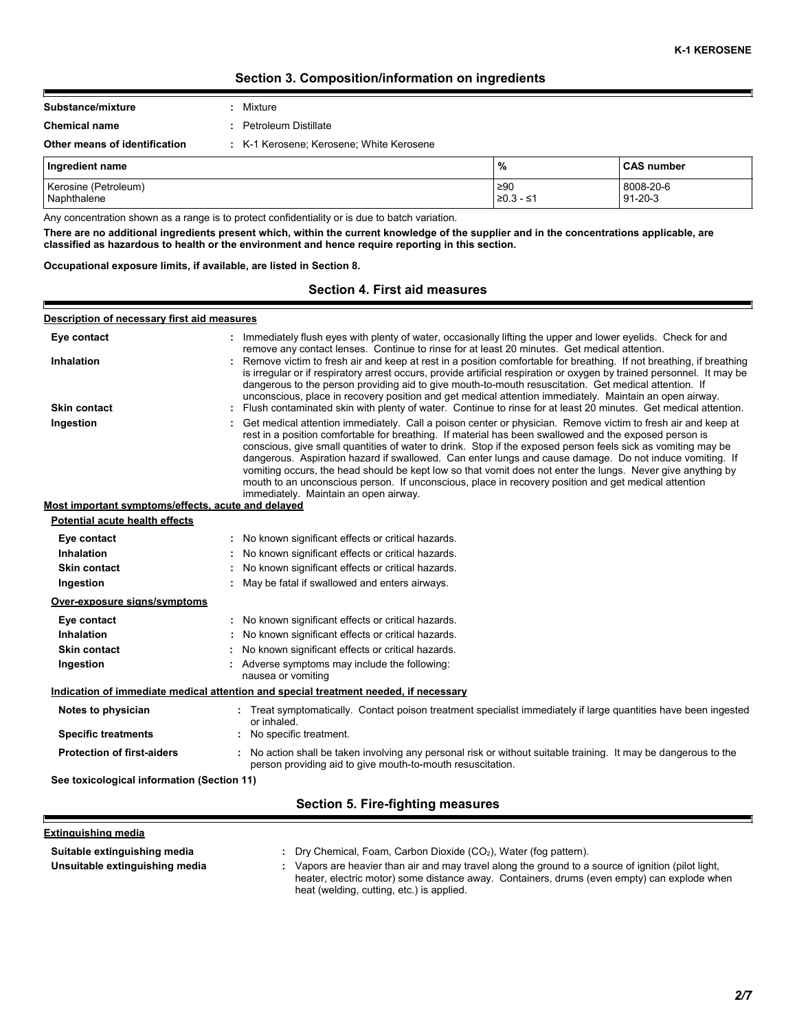## Section 3. Composition/information on ingredients

**Substance/mixture** : Mixture

**Chemical name** : Petroleum Distillate

**Other means of identification** : K-1 Kerosene; Kerosene; White Kerosene

| Ingredient name | % | CAS number |
|---|---|---|
| Kerosine (Petroleum) | ≥90 | 8008-20-6 |
| Naphthalene | ≥0.3 - ≤1 | 91-20-3 |

Any concentration shown as a range is to protect confidentiality or is due to batch variation.

**There are no additional ingredients present which, within the current knowledge of the supplier and in the concentrations applicable, are classified as hazardous to health or the environment and hence require reporting in this section.**

**Occupational exposure limits, if available, are listed in Section 8.**

## Section 4. First aid measures

**Description of necessary first aid measures**

**Eye contact** : Immediately flush eyes with plenty of water, occasionally lifting the upper and lower eyelids. Check for and remove any contact lenses. Continue to rinse for at least 20 minutes. Get medical attention.

**Inhalation** : Remove victim to fresh air and keep at rest in a position comfortable for breathing. If not breathing, if breathing is irregular or if respiratory arrest occurs, provide artificial respiration or oxygen by trained personnel. It may be dangerous to the person providing aid to give mouth-to-mouth resuscitation. Get medical attention. If unconscious, place in recovery position and get medical attention immediately. Maintain an open airway.

**Skin contact** : Flush contaminated skin with plenty of water. Continue to rinse for at least 20 minutes. Get medical attention.

**Ingestion** : Get medical attention immediately. Call a poison center or physician. Remove victim to fresh air and keep at rest in a position comfortable for breathing. If material has been swallowed and the exposed person is conscious, give small quantities of water to drink. Stop if the exposed person feels sick as vomiting may be dangerous. Aspiration hazard if swallowed. Can enter lungs and cause damage. Do not induce vomiting. If vomiting occurs, the head should be kept low so that vomit does not enter the lungs. Never give anything by mouth to an unconscious person. If unconscious, place in recovery position and get medical attention immediately. Maintain an open airway.

**Most important symptoms/effects, acute and delayed**

**Potential acute health effects**

**Eye contact** : No known significant effects or critical hazards.

**Inhalation** : No known significant effects or critical hazards.

**Skin contact** : No known significant effects or critical hazards.

**Ingestion** : May be fatal if swallowed and enters airways.

**Over-exposure signs/symptoms**

**Eye contact** : No known significant effects or critical hazards.

**Inhalation** : No known significant effects or critical hazards.

**Skin contact** : No known significant effects or critical hazards.

**Ingestion** : Adverse symptoms may include the following:
nausea or vomiting

**Indication of immediate medical attention and special treatment needed, if necessary**

**Notes to physician** : Treat symptomatically. Contact poison treatment specialist immediately if large quantities have been ingested or inhaled.

**Specific treatments** : No specific treatment.

**Protection of first-aiders** : No action shall be taken involving any personal risk or without suitable training. It may be dangerous to the person providing aid to give mouth-to-mouth resuscitation.

**See toxicological information (Section 11)**

## Section 5. Fire-fighting measures

**Extinguishing media**

**Suitable extinguishing media** : Dry Chemical, Foam, Carbon Dioxide ($CO_2$), Water (fog pattern).

**Unsuitable extinguishing media** : Vapors are heavier than air and may travel along the ground to a source of ignition (pilot light, heater, electric motor) some distance away. Containers, drums (even empty) can explode when heat (welding, cutting, etc.) is applied.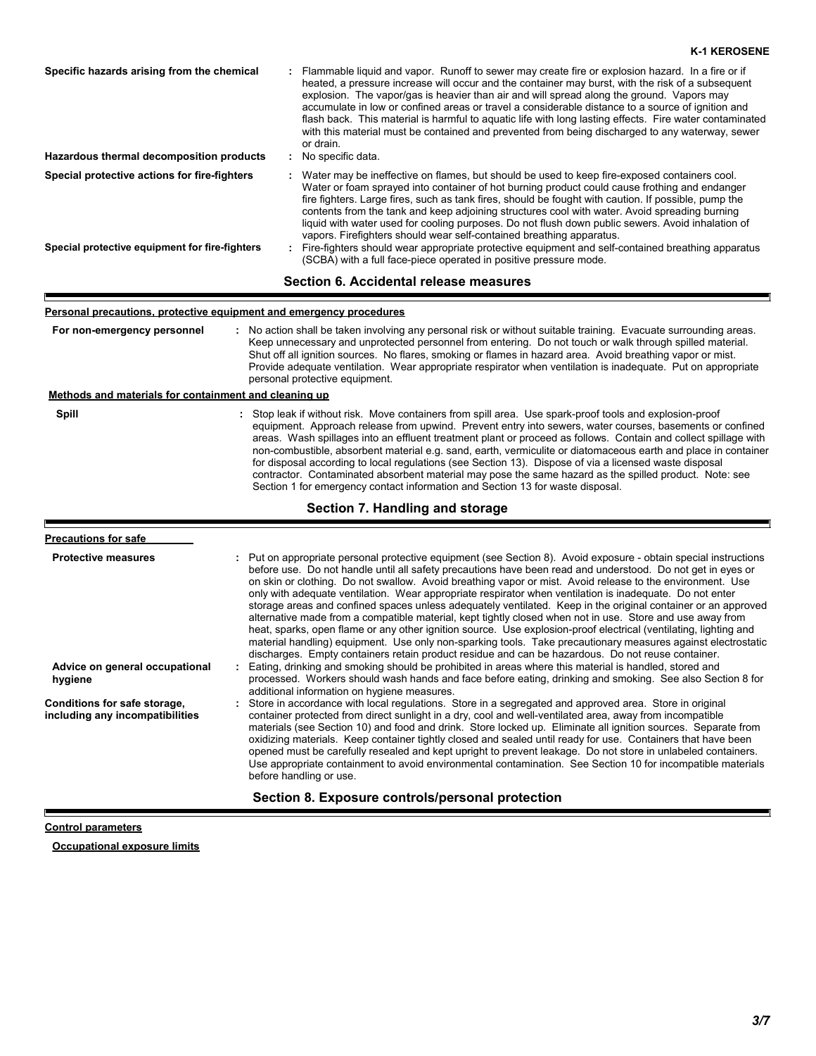**Specific hazards arising from the chemical** : Flammable liquid and vapor. Runoff to sewer may create fire or explosion hazard. In a fire or if heated, a pressure increase will occur and the container may burst, with the risk of a subsequent explosion. The vapor/gas is heavier than air and will spread along the ground. Vapors may accumulate in low or confined areas or travel a considerable distance to a source of ignition and flash back. This material is harmful to aquatic life with long lasting effects. Fire water contaminated with this material must be contained and prevented from being discharged to any waterway, sewer or drain.

**Hazardous thermal decomposition products** : No specific data.

**Special protective actions for fire-fighters** : Water may be ineffective on flames, but should be used to keep fire-exposed containers cool. Water or foam sprayed into container of hot burning product could cause frothing and endanger fire fighters. Large fires, such as tank fires, should be fought with caution. If possible, pump the contents from the tank and keep adjoining structures cool with water. Avoid spreading burning liquid with water used for cooling purposes. Do not flush down public sewers. Avoid inhalation of vapors. Firefighters should wear self-contained breathing apparatus.

**Special protective equipment for fire-fighters** : Fire-fighters should wear appropriate protective equipment and self-contained breathing apparatus (SCBA) with a full face-piece operated in positive pressure mode.

## Section 6. Accidental release measures

**Personal precautions, protective equipment and emergency procedures**

**For non-emergency personnel** : No action shall be taken involving any personal risk or without suitable training. Evacuate surrounding areas. Keep unnecessary and unprotected personnel from entering. Do not touch or walk through spilled material. Shut off all ignition sources. No flares, smoking or flames in hazard area. Avoid breathing vapor or mist. Provide adequate ventilation. Wear appropriate respirator when ventilation is inadequate. Put on appropriate personal protective equipment.

**Methods and materials for containment and cleaning up**

**Spill** : Stop leak if without risk. Move containers from spill area. Use spark-proof tools and explosion-proof equipment. Approach release from upwind. Prevent entry into sewers, water courses, basements or confined areas. Wash spillages into an effluent treatment plant or proceed as follows. Contain and collect spillage with non-combustible, absorbent material e.g. sand, earth, vermiculite or diatomaceous earth and place in container for disposal according to local regulations (see Section 13). Dispose of via a licensed waste disposal contractor. Contaminated absorbent material may pose the same hazard as the spilled product. Note: see Section 1 for emergency contact information and Section 13 for waste disposal.

## Section 7. Handling and storage

**Precautions for safe**

**Protective measures** : Put on appropriate personal protective equipment (see Section 8). Avoid exposure - obtain special instructions before use. Do not handle until all safety precautions have been read and understood. Do not get in eyes or on skin or clothing. Do not swallow. Avoid breathing vapor or mist. Avoid release to the environment. Use only with adequate ventilation. Wear appropriate respirator when ventilation is inadequate. Do not enter storage areas and confined spaces unless adequately ventilated. Keep in the original container or an approved alternative made from a compatible material, kept tightly closed when not in use. Store and use away from heat, sparks, open flame or any other ignition source. Use explosion-proof electrical (ventilating, lighting and material handling) equipment. Use only non-sparking tools. Take precautionary measures against electrostatic discharges. Empty containers retain product residue and can be hazardous. Do not reuse container.

**Advice on general occupational hygiene** : Eating, drinking and smoking should be prohibited in areas where this material is handled, stored and processed. Workers should wash hands and face before eating, drinking and smoking. See also Section 8 for additional information on hygiene measures.

**Conditions for safe storage, including any incompatibilities** : Store in accordance with local regulations. Store in a segregated and approved area. Store in original container protected from direct sunlight in a dry, cool and well-ventilated area, away from incompatible materials (see Section 10) and food and drink. Store locked up. Eliminate all ignition sources. Separate from oxidizing materials. Keep container tightly closed and sealed until ready for use. Containers that have been opened must be carefully resealed and kept upright to prevent leakage. Do not store in unlabeled containers. Use appropriate containment to avoid environmental contamination. See Section 10 for incompatible materials before handling or use.

## Section 8. Exposure controls/personal protection

**Control parameters**

**Occupational exposure limits**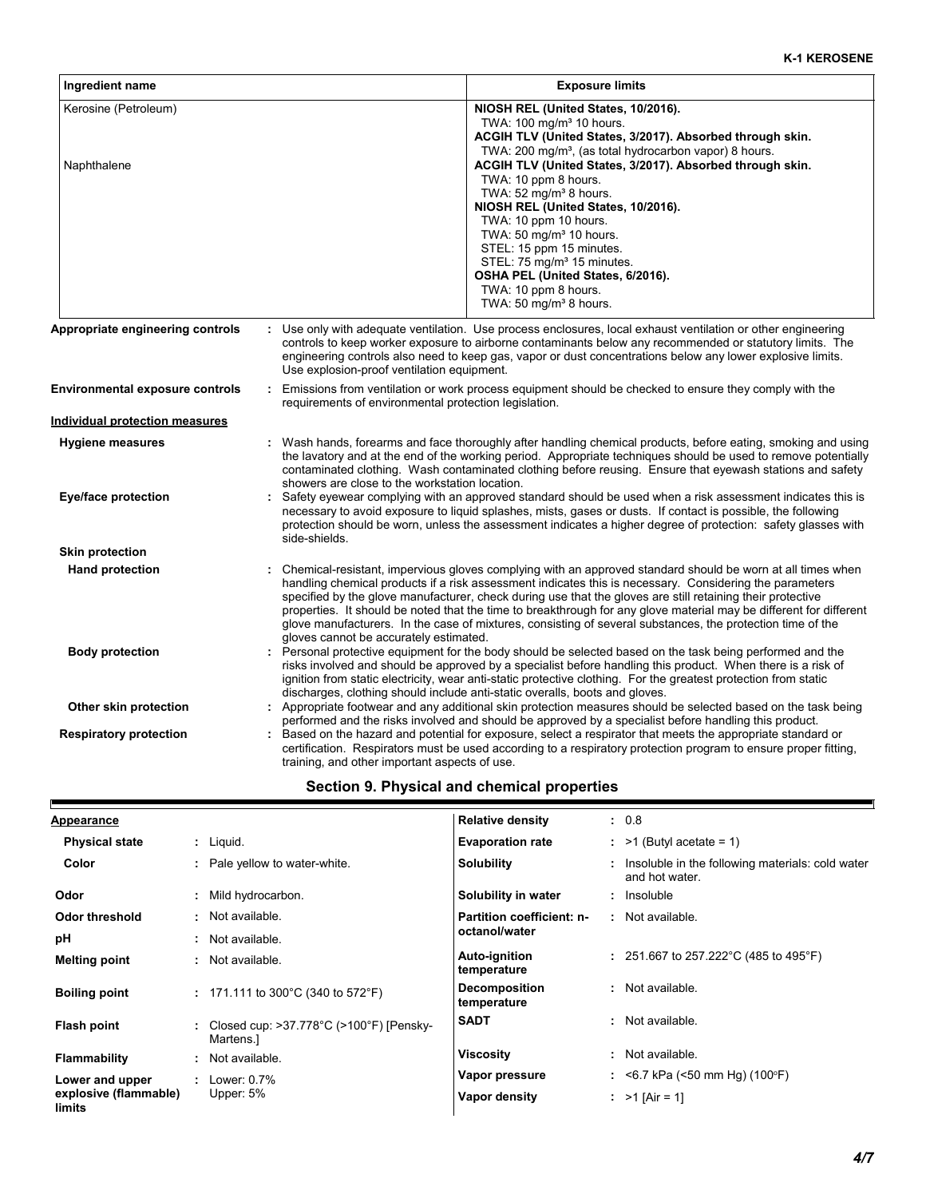| Ingredient name | Exposure limits |
| --- | --- |
| Kerosine (Petroleum) | **NIOSH REL (United States, 10/2016).**<br>TWA: 100 mg/m³ 10 hours.<br>**ACGIH TLV (United States, 3/2017). Absorbed through skin.**<br>TWA: 200 mg/m³, (as total hydrocarbon vapor) 8 hours. |
| Naphthalene | **ACGIH TLV (United States, 3/2017). Absorbed through skin.**<br>TWA: 10 ppm 8 hours.<br>TWA: 52 mg/m³ 8 hours.<br>**NIOSH REL (United States, 10/2016).**<br>TWA: 10 ppm 10 hours.<br>TWA: 50 mg/m³ 10 hours.<br>STEL: 15 ppm 15 minutes.<br>STEL: 75 mg/m³ 15 minutes.<br>**OSHA PEL (United States, 6/2016).**<br>TWA: 10 ppm 8 hours.<br>TWA: 50 mg/m³ 8 hours. |

**Appropriate engineering controls** : Use only with adequate ventilation. Use process enclosures, local exhaust ventilation or other engineering controls to keep worker exposure to airborne contaminants below any recommended or statutory limits. The engineering controls also need to keep gas, vapor or dust concentrations below any lower explosive limits. Use explosion-proof ventilation equipment.

**Environmental exposure controls** : Emissions from ventilation or work process equipment should be checked to ensure they comply with the requirements of environmental protection legislation.

**Individual protection measures**

**Hygiene measures** : Wash hands, forearms and face thoroughly after handling chemical products, before eating, smoking and using the lavatory and at the end of the working period. Appropriate techniques should be used to remove potentially contaminated clothing. Wash contaminated clothing before reusing. Ensure that eyewash stations and safety showers are close to the workstation location.

**Eye/face protection** : Safety eyewear complying with an approved standard should be used when a risk assessment indicates this is necessary to avoid exposure to liquid splashes, mists, gases or dusts. If contact is possible, the following protection should be worn, unless the assessment indicates a higher degree of protection: safety glasses with side-shields.

**Skin protection**

**Hand protection** : Chemical-resistant, impervious gloves complying with an approved standard should be worn at all times when handling chemical products if a risk assessment indicates this is necessary. Considering the parameters specified by the glove manufacturer, check during use that the gloves are still retaining their protective properties. It should be noted that the time to breakthrough for any glove material may be different for different glove manufacturers. In the case of mixtures, consisting of several substances, the protection time of the gloves cannot be accurately estimated.

**Body protection** : Personal protective equipment for the body should be selected based on the task being performed and the risks involved and should be approved by a specialist before handling this product. When there is a risk of ignition from static electricity, wear anti-static protective clothing. For the greatest protection from static discharges, clothing should include anti-static overalls, boots and gloves.

**Other skin protection** : Appropriate footwear and any additional skin protection measures should be selected based on the task being performed and the risks involved and should be approved by a specialist before handling this product.

**Respiratory protection** : Based on the hazard and potential for exposure, select a respirator that meets the appropriate standard or certification. Respirators must be used according to a respiratory protection program to ensure proper fitting, training, and other important aspects of use.

## Section 9. Physical and chemical properties

**Appearance**

| Property | Value |
| --- | --- |
| **Physical state** | Liquid. |
| **Color** | Pale yellow to water-white. |
| **Odor** | Mild hydrocarbon. |
| **Odor threshold** | Not available. |
| **pH** | Not available. |
| **Melting point** | Not available. |
| **Boiling point** | 171.111 to 300°C (340 to 572°F) |
| **Flash point** | Closed cup: >37.778°C (>100°F) [Pensky-Martens.] |
| **Flammability** | Not available. |
| **Lower and upper explosive (flammable) limits** | Lower: 0.7%<br>Upper: 5% |
| **Relative density** | 0.8 |
| **Evaporation rate** | >1 (Butyl acetate = 1) |
| **Solubility** | Insoluble in the following materials: cold water and hot water. |
| **Solubility in water** | Insoluble |
| **Partition coefficient: n-octanol/water** | Not available. |
| **Auto-ignition temperature** | 251.667 to 257.222°C (485 to 495°F) |
| **Decomposition temperature** | Not available. |
| **SADT** | Not available. |
| **Viscosity** | Not available. |
| **Vapor pressure** | <6.7 kPa (<50 mm Hg) (100°F) |
| **Vapor density** | >1 [Air = 1] |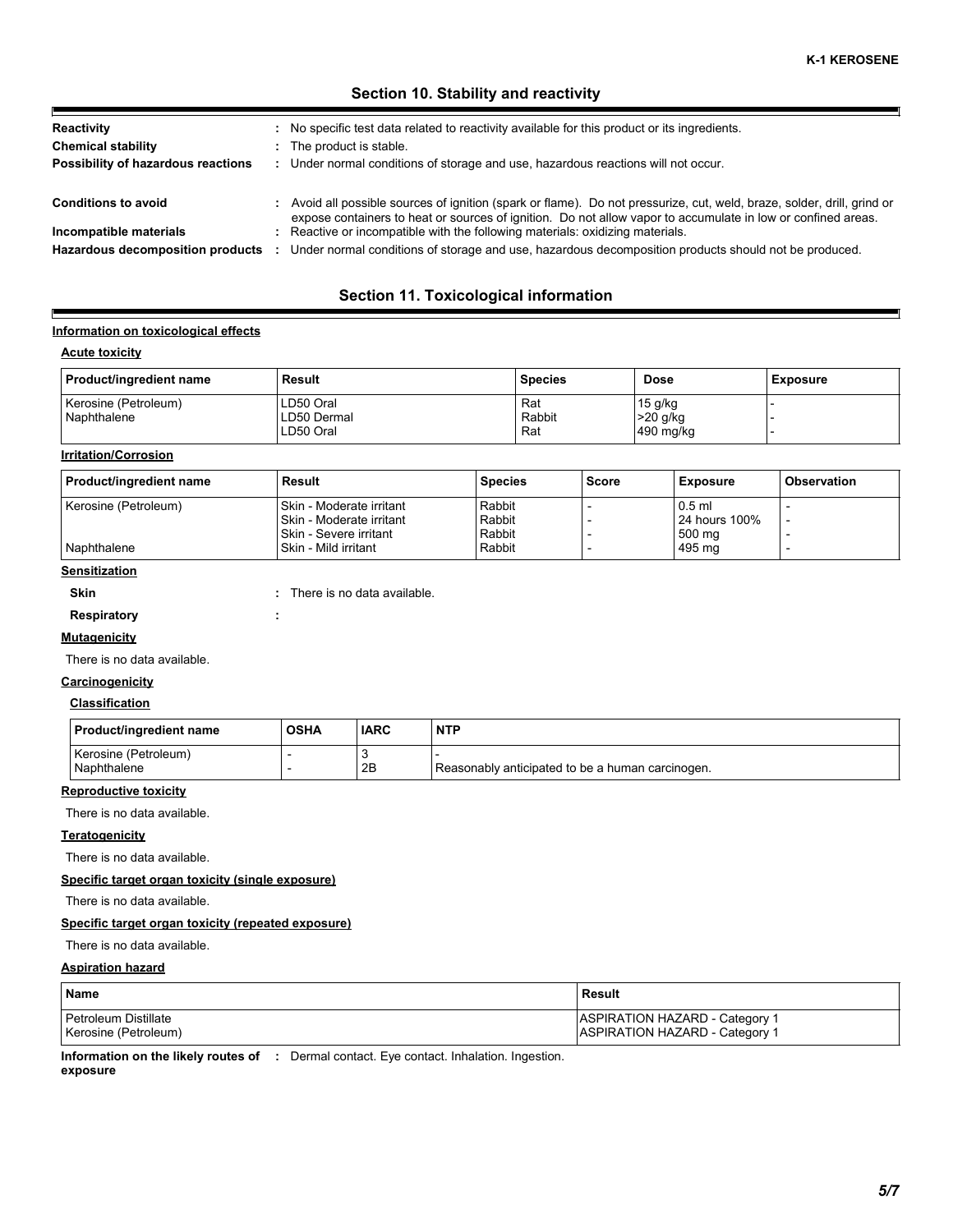## Section 10. Stability and reactivity

**Reactivity** : No specific test data related to reactivity available for this product or its ingredients.

**Chemical stability** : The product is stable.

**Possibility of hazardous reactions** : Under normal conditions of storage and use, hazardous reactions will not occur.

**Conditions to avoid** : Avoid all possible sources of ignition (spark or flame). Do not pressurize, cut, weld, braze, solder, drill, grind or expose containers to heat or sources of ignition. Do not allow vapor to accumulate in low or confined areas.

**Incompatible materials** : Reactive or incompatible with the following materials: oxidizing materials.

**Hazardous decomposition products** : Under normal conditions of storage and use, hazardous decomposition products should not be produced.

## Section 11. Toxicological information

**Information on toxicological effects**

**Acute toxicity**

| Product/ingredient name | Result | Species | Dose | Exposure |
|---|---|---|---|---|
| Kerosine (Petroleum) | LD50 Oral | Rat | 15 g/kg | - |
| | LD50 Dermal | Rabbit | >20 g/kg | - |
| Naphthalene | LD50 Oral | Rat | 490 mg/kg | - |

**Irritation/Corrosion**

| Product/ingredient name | Result | Species | Score | Exposure | Observation |
|---|---|---|---|---|---|
| Kerosine (Petroleum) | Skin - Moderate irritant | Rabbit | - | 0.5 ml | - |
| | Skin - Moderate irritant | Rabbit | - | 24 hours 100% | - |
| | Skin - Severe irritant | Rabbit | - | 500 mg | - |
| Naphthalene | Skin - Mild irritant | Rabbit | - | 495 mg | - |

**Sensitization**

**Skin** : There is no data available.

**Respiratory** :

**Mutagenicity**

There is no data available.

**Carcinogenicity**

**Classification**

| Product/ingredient name | OSHA | IARC | NTP |
|---|---|---|---|
| Kerosine (Petroleum) | - | 3 | - |
| Naphthalene | - | 2B | Reasonably anticipated to be a human carcinogen. |

**Reproductive toxicity**

There is no data available.

**Teratogenicity**

There is no data available.

**Specific target organ toxicity (single exposure)**

There is no data available.

**Specific target organ toxicity (repeated exposure)**

There is no data available.

**Aspiration hazard**

| Name | Result |
|---|---|
| Petroleum Distillate | ASPIRATION HAZARD - Category 1 |
| Kerosine (Petroleum) | ASPIRATION HAZARD - Category 1 |

**Information on the likely routes of exposure** : Dermal contact. Eye contact. Inhalation. Ingestion.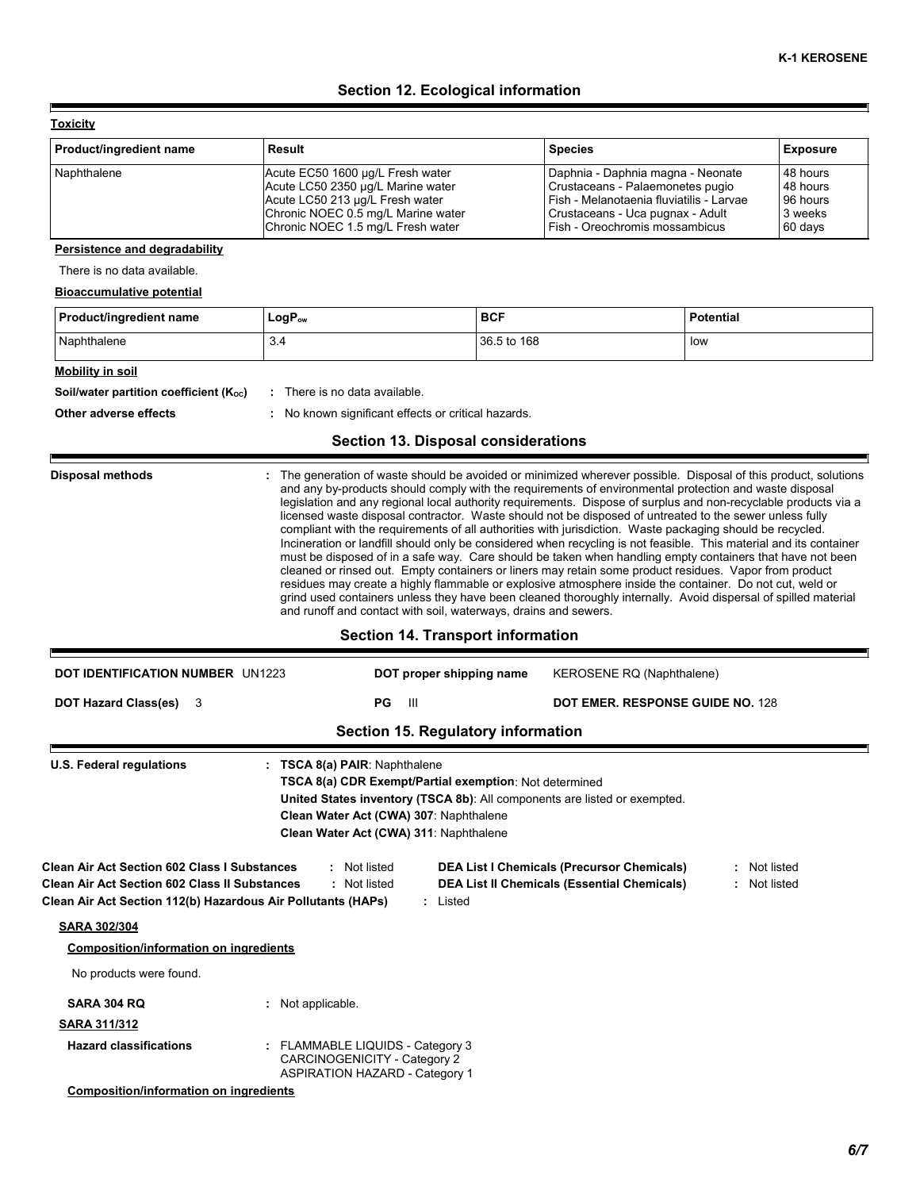## Section 12. Ecological information

**Toxicity**

| Product/ingredient name | Result | Species | Exposure |
|---|---|---|---|
| Naphthalene | Acute EC50 1600 µg/L Fresh water | Daphnia - Daphnia magna - Neonate | 48 hours |
| | Acute LC50 2350 µg/L Marine water | Crustaceans - Palaemonetes pugio | 48 hours |
| | Acute LC50 213 µg/L Fresh water | Fish - Melanotaenia fluviatilis - Larvae | 96 hours |
| | Chronic NOEC 0.5 mg/L Marine water | Crustaceans - Uca pugnax - Adult | 3 weeks |
| | Chronic NOEC 1.5 mg/L Fresh water | Fish - Oreochromis mossambicus | 60 days |

**Persistence and degradability**

There is no data available.

**Bioaccumulative potential**

| Product/ingredient name | $LogP_{ow}$ | BCF | Potential |
|---|---|---|---|
| Naphthalene | 3.4 | 36.5 to 168 | low |

**Mobility in soil**

**Soil/water partition coefficient ($K_{OC}$)** : There is no data available.

**Other adverse effects** : No known significant effects or critical hazards.

## Section 13. Disposal considerations

**Disposal methods** : The generation of waste should be avoided or minimized wherever possible. Disposal of this product, solutions and any by-products should comply with the requirements of environmental protection and waste disposal legislation and any regional local authority requirements. Dispose of surplus and non-recyclable products via a licensed waste disposal contractor. Waste should not be disposed of untreated to the sewer unless fully compliant with the requirements of all authorities with jurisdiction. Waste packaging should be recycled. Incineration or landfill should only be considered when recycling is not feasible. This material and its container must be disposed of in a safe way. Care should be taken when handling empty containers that have not been cleaned or rinsed out. Empty containers or liners may retain some product residues. Vapor from product residues may create a highly flammable or explosive atmosphere inside the container. Do not cut, weld or grind used containers unless they have been cleaned thoroughly internally. Avoid dispersal of spilled material and runoff and contact with soil, waterways, drains and sewers.

## Section 14. Transport information

**DOT IDENTIFICATION NUMBER** UN1223

**DOT proper shipping name** KEROSENE RQ (Naphthalene)

**DOT Hazard Class(es)** 3

**PG** III

**DOT EMER. RESPONSE GUIDE NO.** 128

## Section 15. Regulatory information

**U.S. Federal regulations** :
- **TSCA 8(a) PAIR**: Naphthalene
- **TSCA 8(a) CDR Exempt/Partial exemption**: Not determined
- **United States inventory (TSCA 8b)**: All components are listed or exempted.
- **Clean Water Act (CWA) 307**: Naphthalene
- **Clean Water Act (CWA) 311**: Naphthalene

**Clean Air Act Section 602 Class I Substances** : Not listed

**Clean Air Act Section 602 Class II Substances** : Not listed

**Clean Air Act Section 112(b) Hazardous Air Pollutants (HAPs)** : Listed

**DEA List I Chemicals (Precursor Chemicals)** : Not listed

**DEA List II Chemicals (Essential Chemicals)** : Not listed

**SARA 302/304**

**Composition/information on ingredients**

No products were found.

**SARA 304 RQ** : Not applicable.

**SARA 311/312**

**Hazard classifications** : FLAMMABLE LIQUIDS - Category 3
CARCINOGENICITY - Category 2
ASPIRATION HAZARD - Category 1

**Composition/information on ingredients**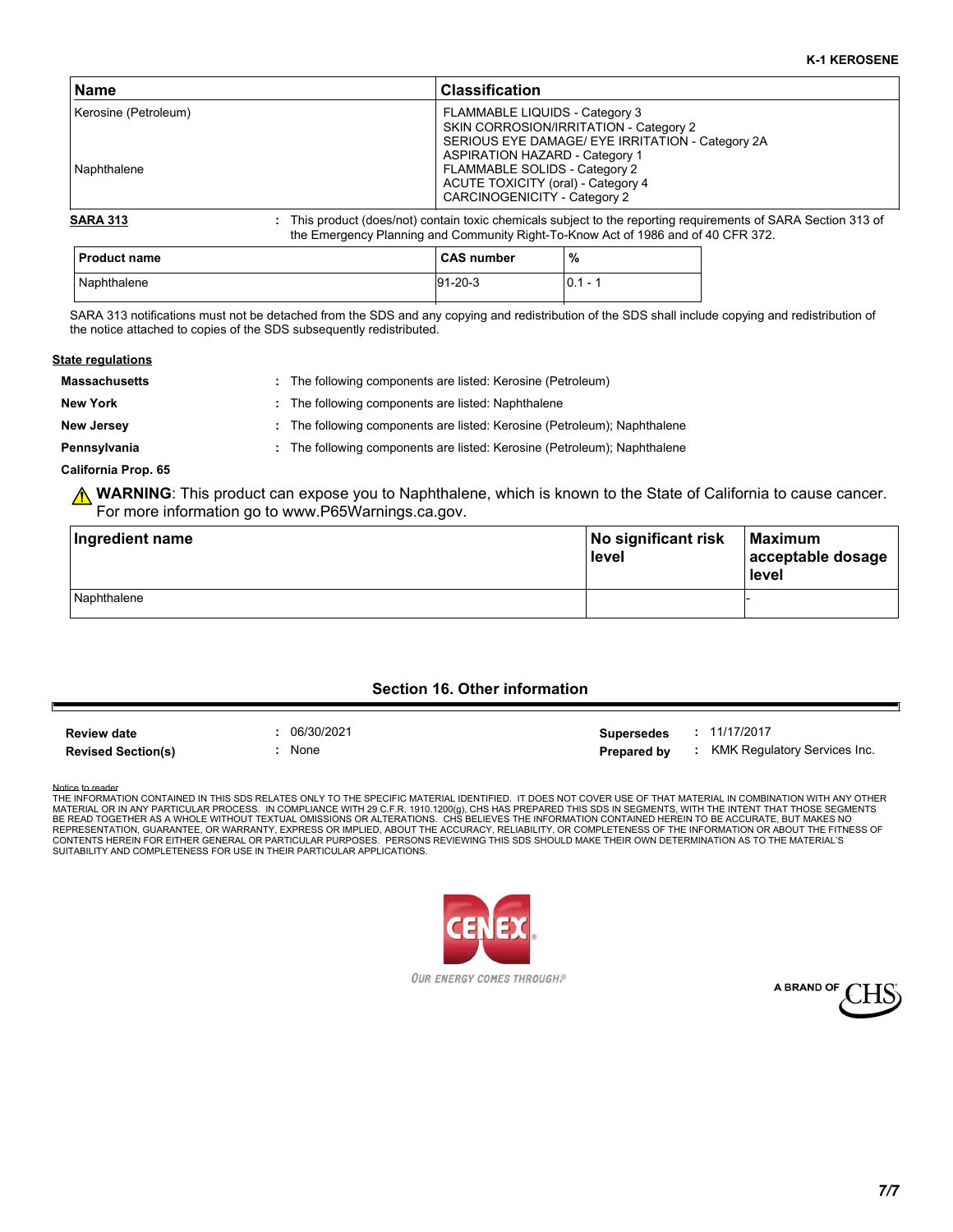| Name | Classification |
|---|---|
| Kerosine (Petroleum) | FLAMMABLE LIQUIDS - Category 3<br>SKIN CORROSION/IRRITATION - Category 2<br>SERIOUS EYE DAMAGE/ EYE IRRITATION - Category 2A<br>ASPIRATION HAZARD - Category 1 |
| Naphthalene | FLAMMABLE SOLIDS - Category 2<br>ACUTE TOXICITY (oral) - Category 4<br>CARCINOGENICITY - Category 2 |

**SARA 313** : This product (does/not) contain toxic chemicals subject to the reporting requirements of SARA Section 313 of the Emergency Planning and Community Right-To-Know Act of 1986 and of 40 CFR 372.

| Product name | CAS number | % |
|---|---|---|
| Naphthalene | 91-20-3 | 0.1 - 1 |

SARA 313 notifications must not be detached from the SDS and any copying and redistribution of the SDS shall include copying and redistribution of the notice attached to copies of the SDS subsequently redistributed.

**State regulations**

**Massachusetts** : The following components are listed: Kerosine (Petroleum)

**New York** : The following components are listed: Naphthalene

**New Jersey** : The following components are listed: Kerosine (Petroleum); Naphthalene

**Pennsylvania** : The following components are listed: Kerosine (Petroleum); Naphthalene

**California Prop. 65**

⚠ **WARNING**: This product can expose you to Naphthalene, which is known to the State of California to cause cancer. For more information go to www.P65Warnings.ca.gov.

| Ingredient name | No significant risk level | Maximum acceptable dosage level |
|---|---|---|
| Naphthalene | | - |

## Section 16. Other information

**Review date** : 06/30/2021

**Revised Section(s)** : None

**Supersedes** : 11/17/2017

**Prepared by** : KMK Regulatory Services Inc.

Notice to reader

THE INFORMATION CONTAINED IN THIS SDS RELATES ONLY TO THE SPECIFIC MATERIAL IDENTIFIED. IT DOES NOT COVER USE OF THAT MATERIAL IN COMBINATION WITH ANY OTHER MATERIAL OR IN ANY PARTICULAR PROCESS. IN COMPLIANCE WITH 29 C.F.R. 1910.1200(g), CHS HAS PREPARED THIS SDS IN SEGMENTS, WITH THE INTENT THAT THOSE SEGMENTS BE READ TOGETHER AS A WHOLE WITHOUT TEXTUAL OMISSIONS OR ALTERATIONS. CHS BELIEVES THE INFORMATION CONTAINED HEREIN TO BE ACCURATE, BUT MAKES NO REPRESENTATION, GUARANTEE, OR WARRANTY, EXPRESS OR IMPLIED, ABOUT THE ACCURACY, RELIABILITY, OR COMPLETENESS OF THE INFORMATION OR ABOUT THE FITNESS OF CONTENTS HEREIN FOR EITHER GENERAL OR PARTICULAR PURPOSES. PERSONS REVIEWING THIS SDS SHOULD MAKE THEIR OWN DETERMINATION AS TO THE MATERIAL'S SUITABILITY AND COMPLETENESS FOR USE IN THEIR PARTICULAR APPLICATIONS.

CENEX®

*OUR ENERGY COMES THROUGH®*

A BRAND OF CHS